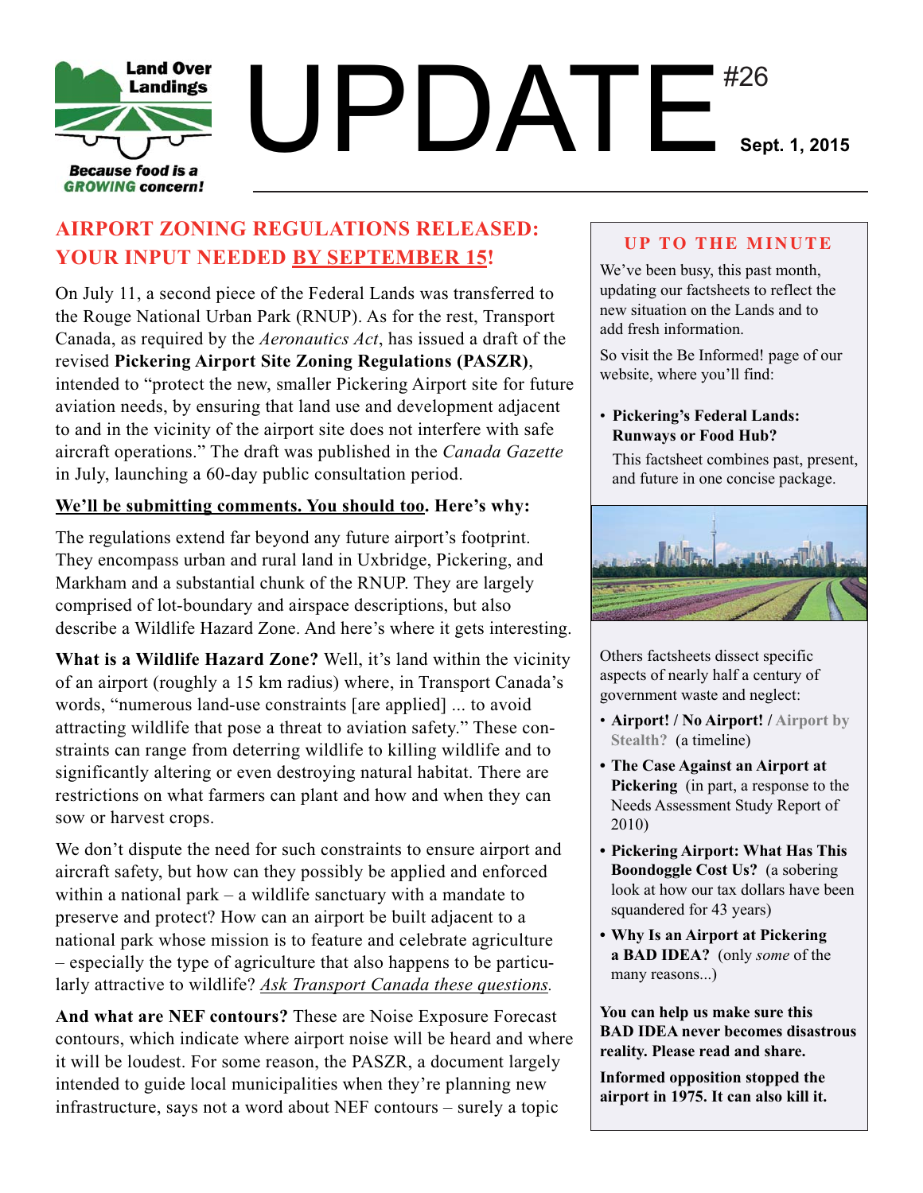Land Over Landings

*Because food is a GROWING concern!*

# UPDATE #26

**Sept. 1, 2015**

## AIRPORT ZONING REGULATIONS RELEASED: YOUR INPUT NEEDED BY SEPTEMBER 15!

On July 11, a second piece of the Federal Lands was transferred to the Rouge National Urban Park (RNUP). As for the rest, Transport Canada, as required by the *Aeronautics Act*, has issued a draft of the revised **Pickering Airport Site Zoning Regulations (PASZR)**, intended to "protect the new, smaller Pickering Airport site for future aviation needs, by ensuring that land use and development adjacent to and in the vicinity of the airport site does not interfere with safe aircraft operations." The draft was published in the *Canada Gazette* in July, launching a 60-day public consultation period.

**We'll be submitting comments. You should too. Here's why:**

The regulations extend far beyond any future airport's footprint. They encompass urban and rural land in Uxbridge, Pickering, and Markham and a substantial chunk of the RNUP. They are largely comprised of lot-boundary and airspace descriptions, but also describe a Wildlife Hazard Zone. And here's where it gets interesting.

**What is a Wildlife Hazard Zone?** Well, it's land within the vicinity of an airport (roughly a 15 km radius) where, in Transport Canada's words, "numerous land-use constraints [are applied] ... to avoid attracting wildlife that pose a threat to aviation safety." These constraints can range from deterring wildlife to killing wildlife and to significantly altering or even destroying natural habitat. There are restrictions on what farmers can plant and how and when they can sow or harvest crops.

We don't dispute the need for such constraints to ensure airport and aircraft safety, but how can they possibly be applied and enforced within a national park – a wildlife sanctuary with a mandate to preserve and protect? How can an airport be built adjacent to a national park whose mission is to feature and celebrate agriculture – especially the type of agriculture that also happens to be particularly attractive to wildlife? *Ask Transport Canada these questions.*

**And what are NEF contours?** These are Noise Exposure Forecast contours, which indicate where airport noise will be heard and where it will be loudest. For some reason, the PASZR, a document largely intended to guide local municipalities when they're planning new infrastructure, says not a word about NEF contours – surely a topic

### UP TO THE MINUTE

We've been busy, this past month, updating our factsheets to reflect the new situation on the Lands and to add fresh information.

So visit the Be Informed! page of our website, where you'll find:

- **Pickering's Federal Lands: Runways or Food Hub?**

  This factsheet combines past, present, and future in one concise package.

Others factsheets dissect specific aspects of nearly half a century of government waste and neglect:

- **Airport! / No Airport! / Airport by Stealth?** (a timeline)
- **The Case Against an Airport at Pickering** (in part, a response to the Needs Assessment Study Report of 2010)
- **Pickering Airport: What Has This Boondoggle Cost Us?** (a sobering look at how our tax dollars have been squandered for 43 years)
- **Why Is an Airport at Pickering a BAD IDEA?** (only *some* of the many reasons...)

**You can help us make sure this BAD IDEA never becomes disastrous reality. Please read and share.**

**Informed opposition stopped the airport in 1975. It can also kill it.**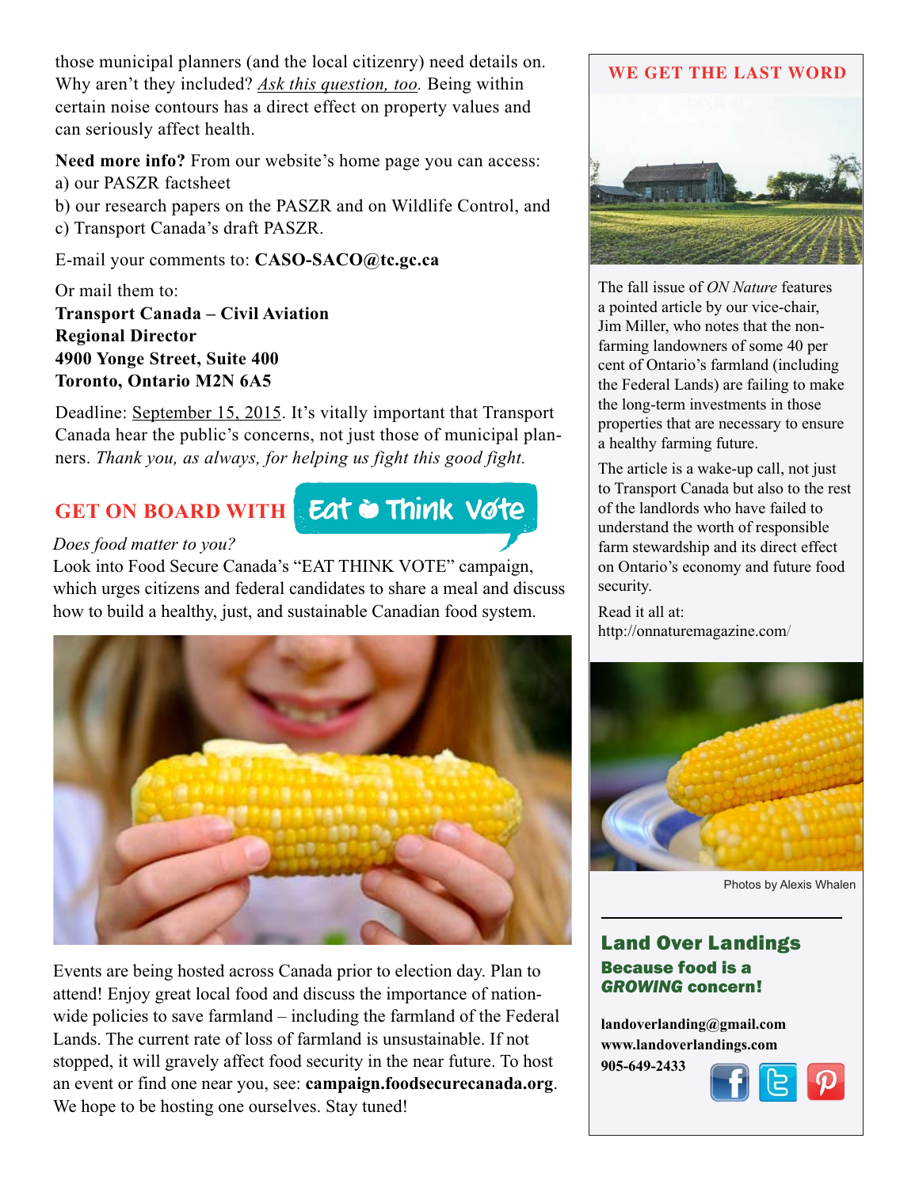those municipal planners (and the local citizenry) need details on. Why aren't they included? *Ask this question, too.* Being within certain noise contours has a direct effect on property values and can seriously affect health.

**Need more info?** From our website's home page you can access:
a) our PASZR factsheet
b) our research papers on the PASZR and on Wildlife Control, and
c) Transport Canada's draft PASZR.

E-mail your comments to: **CASO-SACO@tc.gc.ca**

Or mail them to:
**Transport Canada – Civil Aviation**
**Regional Director**
**4900 Yonge Street, Suite 400**
**Toronto, Ontario M2N 6A5**

Deadline: September 15, 2015. It's vitally important that Transport Canada hear the public's concerns, not just those of municipal planners. *Thank you, as always, for helping us fight this good fight.*

## GET ON BOARD WITH Eat Think Vote

*Does food matter to you?*
Look into Food Secure Canada's "EAT THINK VOTE" campaign, which urges citizens and federal candidates to share a meal and discuss how to build a healthy, just, and sustainable Canadian food system.

Events are being hosted across Canada prior to election day. Plan to attend! Enjoy great local food and discuss the importance of nationwide policies to save farmland – including the farmland of the Federal Lands. The current rate of loss of farmland is unsustainable. If not stopped, it will gravely affect food security in the near future. To host an event or find one near you, see: **campaign.foodsecurecanada.org**. We hope to be hosting one ourselves. Stay tuned!

## WE GET THE LAST WORD

The fall issue of *ON Nature* features a pointed article by our vice-chair, Jim Miller, who notes that the non-farming landowners of some 40 per cent of Ontario's farmland (including the Federal Lands) are failing to make the long-term investments in those properties that are necessary to ensure a healthy farming future.

The article is a wake-up call, not just to Transport Canada but also to the rest of the landlords who have failed to understand the worth of responsible farm stewardship and its direct effect on Ontario's economy and future food security.

Read it all at:
http://onnaturemagazine.com/

Photos by Alexis Whalen

**Land Over Landings**
**Because food is a *GROWING* concern!**

**landoverlanding@gmail.com**
**www.landoverlandings.com**
**905-649-2433**